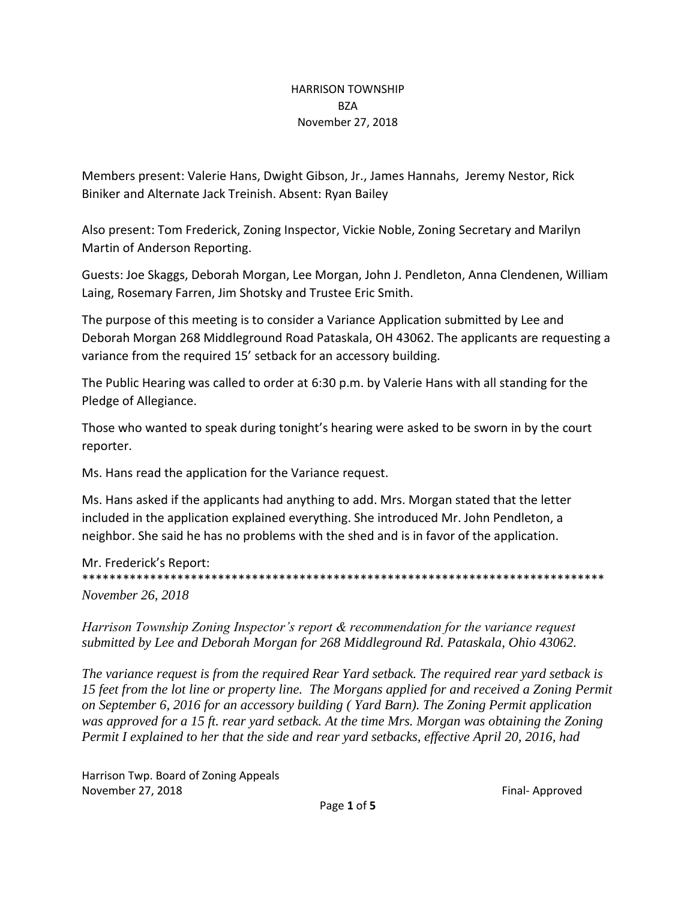HARRISON TOWNSHIP
BZA
November 27, 2018

Members present: Valerie Hans, Dwight Gibson, Jr., James Hannahs, Jeremy Nestor, Rick Biniker and Alternate Jack Treinish. Absent: Ryan Bailey

Also present: Tom Frederick, Zoning Inspector, Vickie Noble, Zoning Secretary and Marilyn Martin of Anderson Reporting.

Guests: Joe Skaggs, Deborah Morgan, Lee Morgan, John J. Pendleton, Anna Clendenen, William Laing, Rosemary Farren, Jim Shotsky and Trustee Eric Smith.

The purpose of this meeting is to consider a Variance Application submitted by Lee and Deborah Morgan 268 Middleground Road Pataskala, OH 43062. The applicants are requesting a variance from the required 15' setback for an accessory building.

The Public Hearing was called to order at 6:30 p.m. by Valerie Hans with all standing for the Pledge of Allegiance.

Those who wanted to speak during tonight's hearing were asked to be sworn in by the court reporter.

Ms. Hans read the application for the Variance request.

Ms. Hans asked if the applicants had anything to add. Mrs. Morgan stated that the letter included in the application explained everything. She introduced Mr. John Pendleton, a neighbor. She said he has no problems with the shed and is in favor of the application.

Mr. Frederick's Report:
********************************************************************************

*November 26, 2018*

*Harrison Township Zoning Inspector's report & recommendation for the variance request submitted by Lee and Deborah Morgan for 268 Middleground Rd. Pataskala, Ohio 43062.*

*The variance request is from the required Rear Yard setback. The required rear yard setback is 15 feet from the lot line or property line. The Morgans applied for and received a Zoning Permit on September 6, 2016 for an accessory building ( Yard Barn). The Zoning Permit application was approved for a 15 ft. rear yard setback. At the time Mrs. Morgan was obtaining the Zoning Permit I explained to her that the side and rear yard setbacks, effective April 20, 2016, had*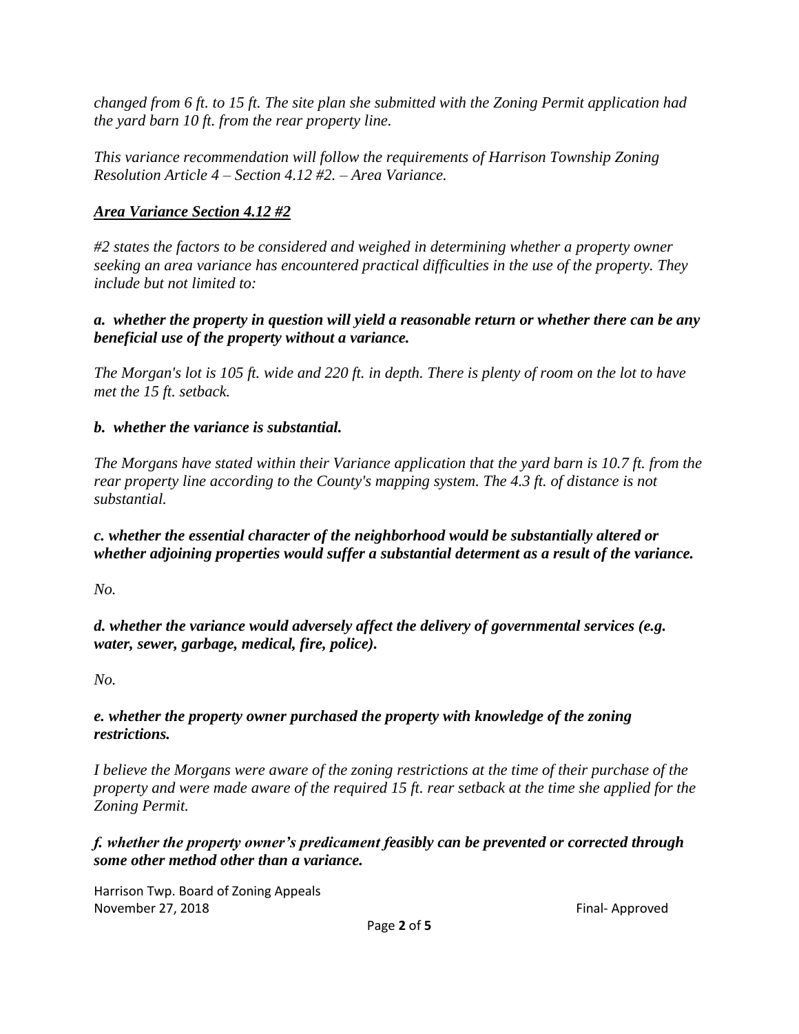*changed from 6 ft. to 15 ft. The site plan she submitted with the Zoning Permit application had the yard barn 10 ft. from the rear property line.*

*This variance recommendation will follow the requirements of Harrison Township Zoning Resolution Article 4 – Section 4.12 #2. – Area Variance.*

***Area Variance Section 4.12 #2***

*#2 states the factors to be considered and weighed in determining whether a property owner seeking an area variance has encountered practical difficulties in the use of the property. They include but not limited to:*

***a. whether the property in question will yield a reasonable return or whether there can be any beneficial use of the property without a variance.***

*The Morgan's lot is 105 ft. wide and 220 ft. in depth. There is plenty of room on the lot to have met the 15 ft. setback.*

***b. whether the variance is substantial.***

*The Morgans have stated within their Variance application that the yard barn is 10.7 ft. from the rear property line according to the County's mapping system. The 4.3 ft. of distance is not substantial.*

***c. whether the essential character of the neighborhood would be substantially altered or whether adjoining properties would suffer a substantial determent as a result of the variance.***

*No.*

***d. whether the variance would adversely affect the delivery of governmental services (e.g. water, sewer, garbage, medical, fire, police).***

*No.*

***e. whether the property owner purchased the property with knowledge of the zoning restrictions.***

*I believe the Morgans were aware of the zoning restrictions at the time of their purchase of the property and were made aware of the required 15 ft. rear setback at the time she applied for the Zoning Permit.*

***f. whether the property owner's predicament feasibly can be prevented or corrected through some other method other than a variance.***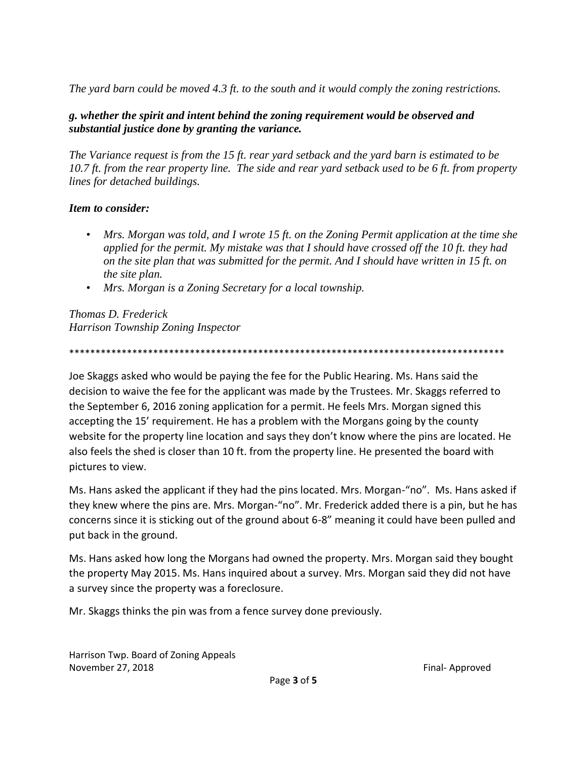*The yard barn could be moved 4.3 ft. to the south and it would comply the zoning restrictions.*

***g. whether the spirit and intent behind the zoning requirement would be observed and substantial justice done by granting the variance.***

*The Variance request is from the 15 ft. rear yard setback and the yard barn is estimated to be 10.7 ft. from the rear property line. The side and rear yard setback used to be 6 ft. from property lines for detached buildings.*

***Item to consider:***

- *Mrs. Morgan was told, and I wrote 15 ft. on the Zoning Permit application at the time she applied for the permit. My mistake was that I should have crossed off the 10 ft. they had on the site plan that was submitted for the permit. And I should have written in 15 ft. on the site plan.*
- *Mrs. Morgan is a Zoning Secretary for a local township.*

*Thomas D. Frederick*
*Harrison Township Zoning Inspector*

\*\*\*\*\*\*\*\*\*\*\*\*\*\*\*\*\*\*\*\*\*\*\*\*\*\*\*\*\*\*\*\*\*\*\*\*\*\*\*\*\*\*\*\*\*\*\*\*\*\*\*\*\*\*\*\*\*\*\*\*\*\*\*\*\*\*\*\*\*\*\*\*\*\*\*\*\*\*\*\*\*\*\*\*\*\*\*\*

Joe Skaggs asked who would be paying the fee for the Public Hearing. Ms. Hans said the decision to waive the fee for the applicant was made by the Trustees. Mr. Skaggs referred to the September 6, 2016 zoning application for a permit. He feels Mrs. Morgan signed this accepting the 15' requirement. He has a problem with the Morgans going by the county website for the property line location and says they don't know where the pins are located. He also feels the shed is closer than 10 ft. from the property line. He presented the board with pictures to view.

Ms. Hans asked the applicant if they had the pins located. Mrs. Morgan-"no". Ms. Hans asked if they knew where the pins are. Mrs. Morgan-"no". Mr. Frederick added there is a pin, but he has concerns since it is sticking out of the ground about 6-8" meaning it could have been pulled and put back in the ground.

Ms. Hans asked how long the Morgans had owned the property. Mrs. Morgan said they bought the property May 2015. Ms. Hans inquired about a survey. Mrs. Morgan said they did not have a survey since the property was a foreclosure.

Mr. Skaggs thinks the pin was from a fence survey done previously.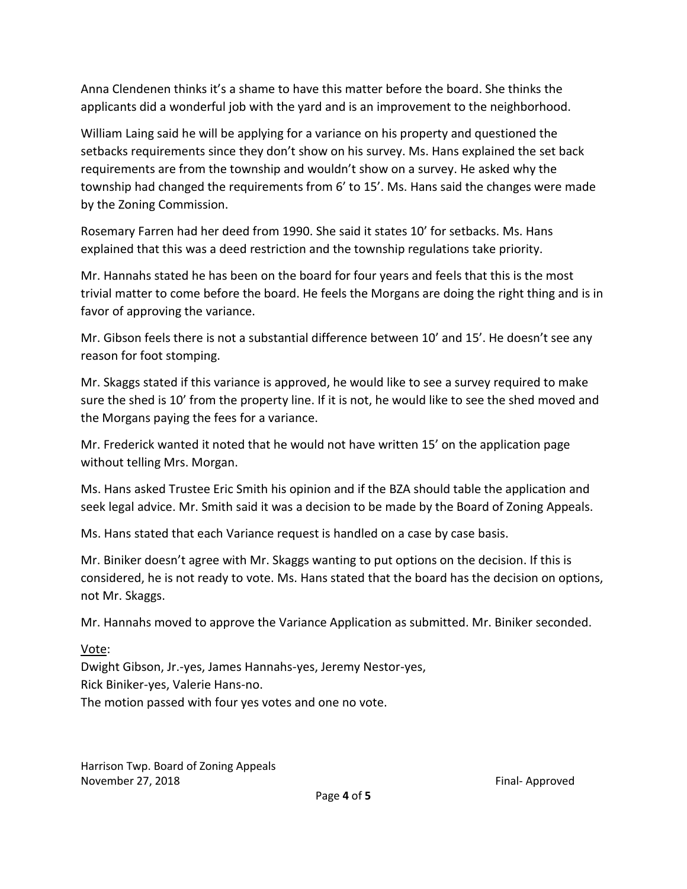Anna Clendenen thinks it's a shame to have this matter before the board. She thinks the applicants did a wonderful job with the yard and is an improvement to the neighborhood.

William Laing said he will be applying for a variance on his property and questioned the setbacks requirements since they don't show on his survey. Ms. Hans explained the set back requirements are from the township and wouldn't show on a survey. He asked why the township had changed the requirements from 6' to 15'. Ms. Hans said the changes were made by the Zoning Commission.

Rosemary Farren had her deed from 1990. She said it states 10' for setbacks. Ms. Hans explained that this was a deed restriction and the township regulations take priority.

Mr. Hannahs stated he has been on the board for four years and feels that this is the most trivial matter to come before the board. He feels the Morgans are doing the right thing and is in favor of approving the variance.

Mr. Gibson feels there is not a substantial difference between 10' and 15'. He doesn't see any reason for foot stomping.

Mr. Skaggs stated if this variance is approved, he would like to see a survey required to make sure the shed is 10' from the property line. If it is not, he would like to see the shed moved and the Morgans paying the fees for a variance.

Mr. Frederick wanted it noted that he would not have written 15' on the application page without telling Mrs. Morgan.

Ms. Hans asked Trustee Eric Smith his opinion and if the BZA should table the application and seek legal advice. Mr. Smith said it was a decision to be made by the Board of Zoning Appeals.

Ms. Hans stated that each Variance request is handled on a case by case basis.

Mr. Biniker doesn't agree with Mr. Skaggs wanting to put options on the decision. If this is considered, he is not ready to vote. Ms. Hans stated that the board has the decision on options, not Mr. Skaggs.

Mr. Hannahs moved to approve the Variance Application as submitted. Mr. Biniker seconded.

Vote:
Dwight Gibson, Jr.-yes, James Hannahs-yes, Jeremy Nestor-yes,
Rick Biniker-yes, Valerie Hans-no.
The motion passed with four yes votes and one no vote.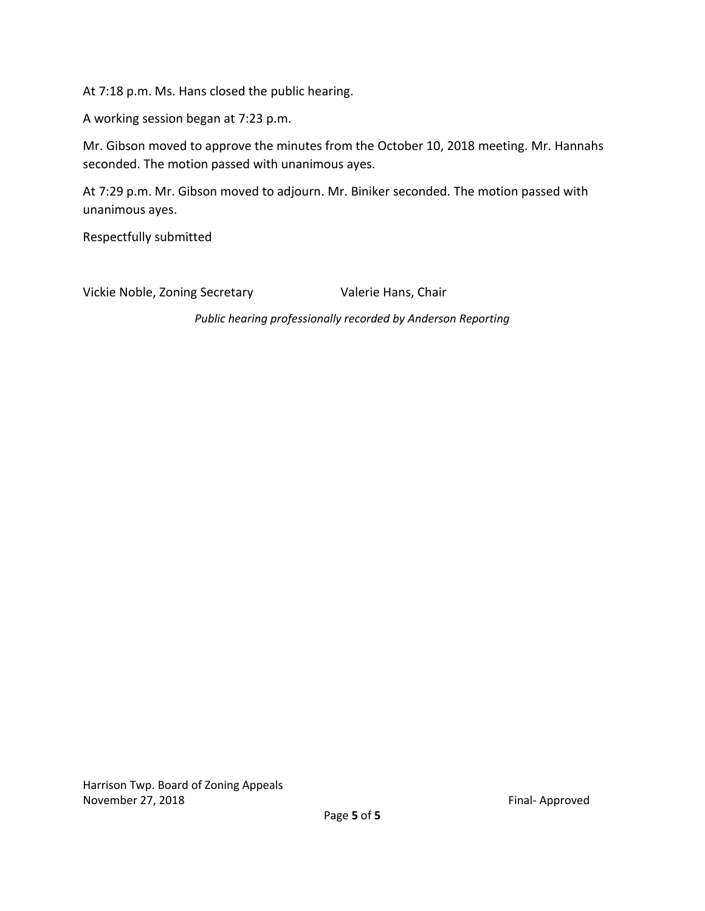At 7:18 p.m. Ms. Hans closed the public hearing.

A working session began at 7:23 p.m.

Mr. Gibson moved to approve the minutes from the October 10, 2018 meeting. Mr. Hannahs seconded. The motion passed with unanimous ayes.

At 7:29 p.m. Mr. Gibson moved to adjourn. Mr. Biniker seconded. The motion passed with unanimous ayes.

Respectfully submitted

Vickie Noble, Zoning Secretary Valerie Hans, Chair

*Public hearing professionally recorded by Anderson Reporting*